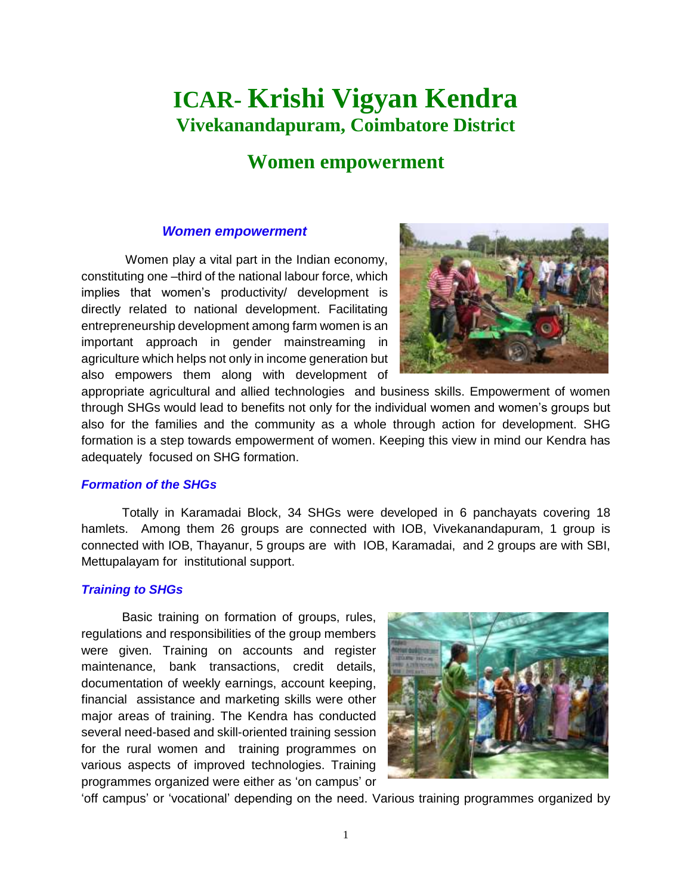# ICAR- Krishi Vigyan Kendra
## Vivekanandapuram, Coimbatore District

## Women empowerment

### *Women empowerment*

Women play a vital part in the Indian economy, constituting one –third of the national labour force, which implies that women's productivity/ development is directly related to national development. Facilitating entrepreneurship development among farm women is an important approach in gender mainstreaming in agriculture which helps not only in income generation but also empowers them along with development of appropriate agricultural and allied technologies and business skills. Empowerment of women through SHGs would lead to benefits not only for the individual women and women's groups but also for the families and the community as a whole through action for development. SHG formation is a step towards empowerment of women. Keeping this view in mind our Kendra has adequately focused on SHG formation.

### *Formation of the SHGs*

Totally in Karamadai Block, 34 SHGs were developed in 6 panchayats covering 18 hamlets. Among them 26 groups are connected with IOB, Vivekanandapuram, 1 group is connected with IOB, Thayanur, 5 groups are with IOB, Karamadai, and 2 groups are with SBI, Mettupalayam for institutional support.

### *Training to SHGs*

Basic training on formation of groups, rules, regulations and responsibilities of the group members were given. Training on accounts and register maintenance, bank transactions, credit details, documentation of weekly earnings, account keeping, financial assistance and marketing skills were other major areas of training. The Kendra has conducted several need-based and skill-oriented training session for the rural women and training programmes on various aspects of improved technologies. Training programmes organized were either as 'on campus' or 'off campus' or 'vocational' depending on the need. Various training programmes organized by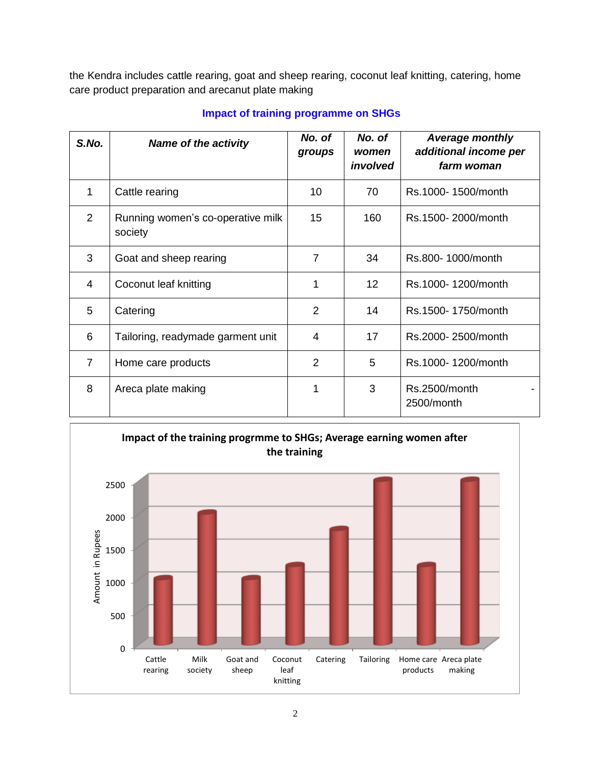the Kendra includes cattle rearing, goat and sheep rearing, coconut leaf knitting, catering, home care product preparation and arecanut plate making

## Impact of training programme on SHGs

| *S.No.* | *Name of the activity* | *No. of groups* | *No. of women involved* | *Average monthly additional income per farm woman* |
|---|---|---|---|---|
| 1 | Cattle rearing | 10 | 70 | Rs.1000- 1500/month |
| 2 | Running women's co-operative milk society | 15 | 160 | Rs.1500- 2000/month |
| 3 | Goat and sheep rearing | 7 | 34 | Rs.800- 1000/month |
| 4 | Coconut leaf knitting | 1 | 12 | Rs.1000- 1200/month |
| 5 | Catering | 2 | 14 | Rs.1500- 1750/month |
| 6 | Tailoring, readymade garment unit | 4 | 17 | Rs.2000- 2500/month |
| 7 | Home care products | 2 | 5 | Rs.1000- 1200/month |
| 8 | Areca plate making | 1 | 3 | Rs.2500/month - 2500/month |

**Impact of the training progrmme to SHGs; Average earning women after the training**

Amount in Rupees

2500
2000
1500
1000
500
0

Cattle rearing
Milk society
Goat and sheep
Coconut leaf knitting
Catering
Tailoring
Home care products
Areca plate making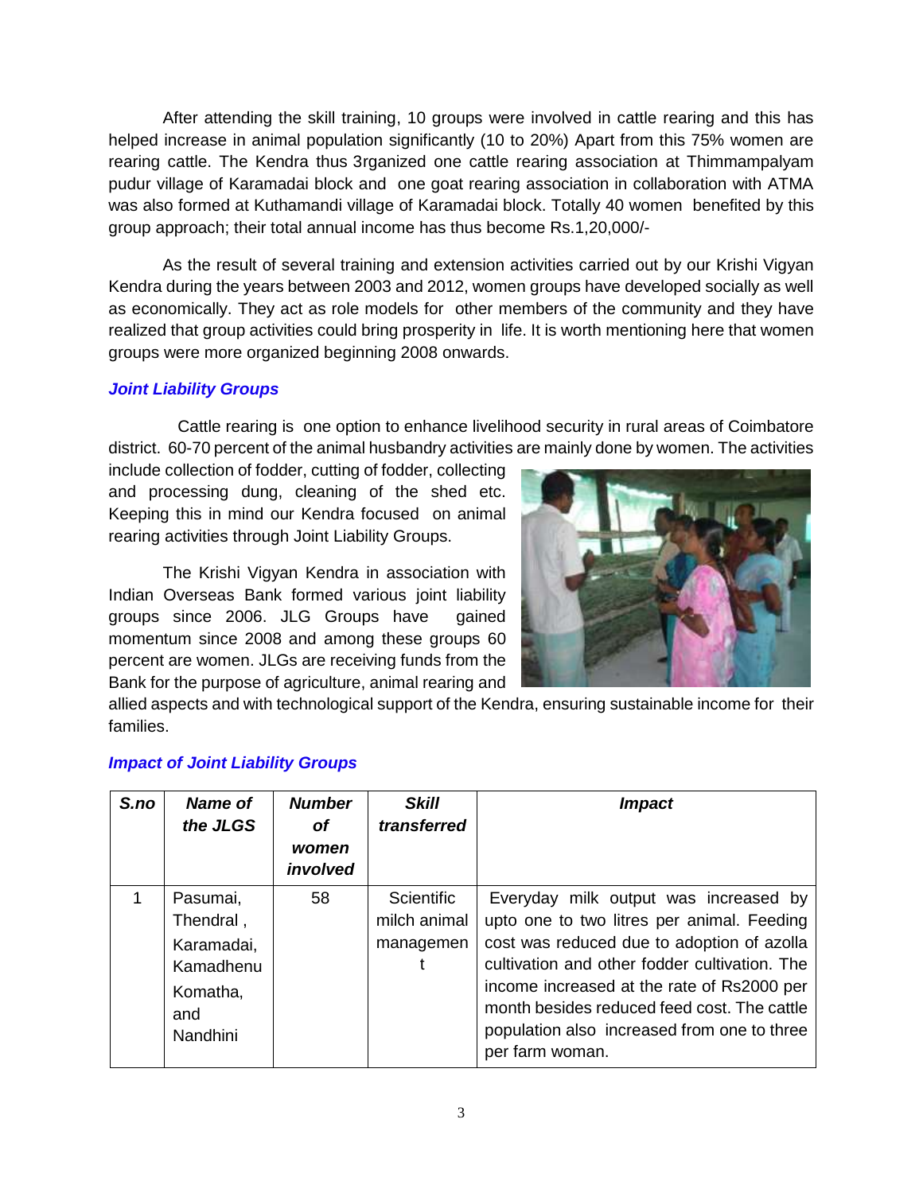After attending the skill training, 10 groups were involved in cattle rearing and this has helped increase in animal population significantly (10 to 20%) Apart from this 75% women are rearing cattle. The Kendra thus 3rganized one cattle rearing association at Thimmampalyam pudur village of Karamadai block and one goat rearing association in collaboration with ATMA was also formed at Kuthamandi village of Karamadai block. Totally 40 women benefited by this group approach; their total annual income has thus become Rs.1,20,000/-

As the result of several training and extension activities carried out by our Krishi Vigyan Kendra during the years between 2003 and 2012, women groups have developed socially as well as economically. They act as role models for other members of the community and they have realized that group activities could bring prosperity in life. It is worth mentioning here that women groups were more organized beginning 2008 onwards.

### *Joint Liability Groups*

Cattle rearing is one option to enhance livelihood security in rural areas of Coimbatore district. 60-70 percent of the animal husbandry activities are mainly done by women. The activities include collection of fodder, cutting of fodder, collecting and processing dung, cleaning of the shed etc. Keeping this in mind our Kendra focused on animal rearing activities through Joint Liability Groups.

The Krishi Vigyan Kendra in association with Indian Overseas Bank formed various joint liability groups since 2006. JLG Groups have gained momentum since 2008 and among these groups 60 percent are women. JLGs are receiving funds from the Bank for the purpose of agriculture, animal rearing and allied aspects and with technological support of the Kendra, ensuring sustainable income for their families.

### *Impact of Joint Liability Groups*

| *S.no* | *Name of the JLGS* | *Number of women involved* | *Skill transferred* | *Impact* |
|---|---|---|---|---|
| 1 | Pasumai, Thendral , Karamadai, Kamadhenu Komatha, and Nandhini | 58 | Scientific milch animal management | Everyday milk output was increased by upto one to two litres per animal. Feeding cost was reduced due to adoption of azolla cultivation and other fodder cultivation. The income increased at the rate of Rs2000 per month besides reduced feed cost. The cattle population also increased from one to three per farm woman. |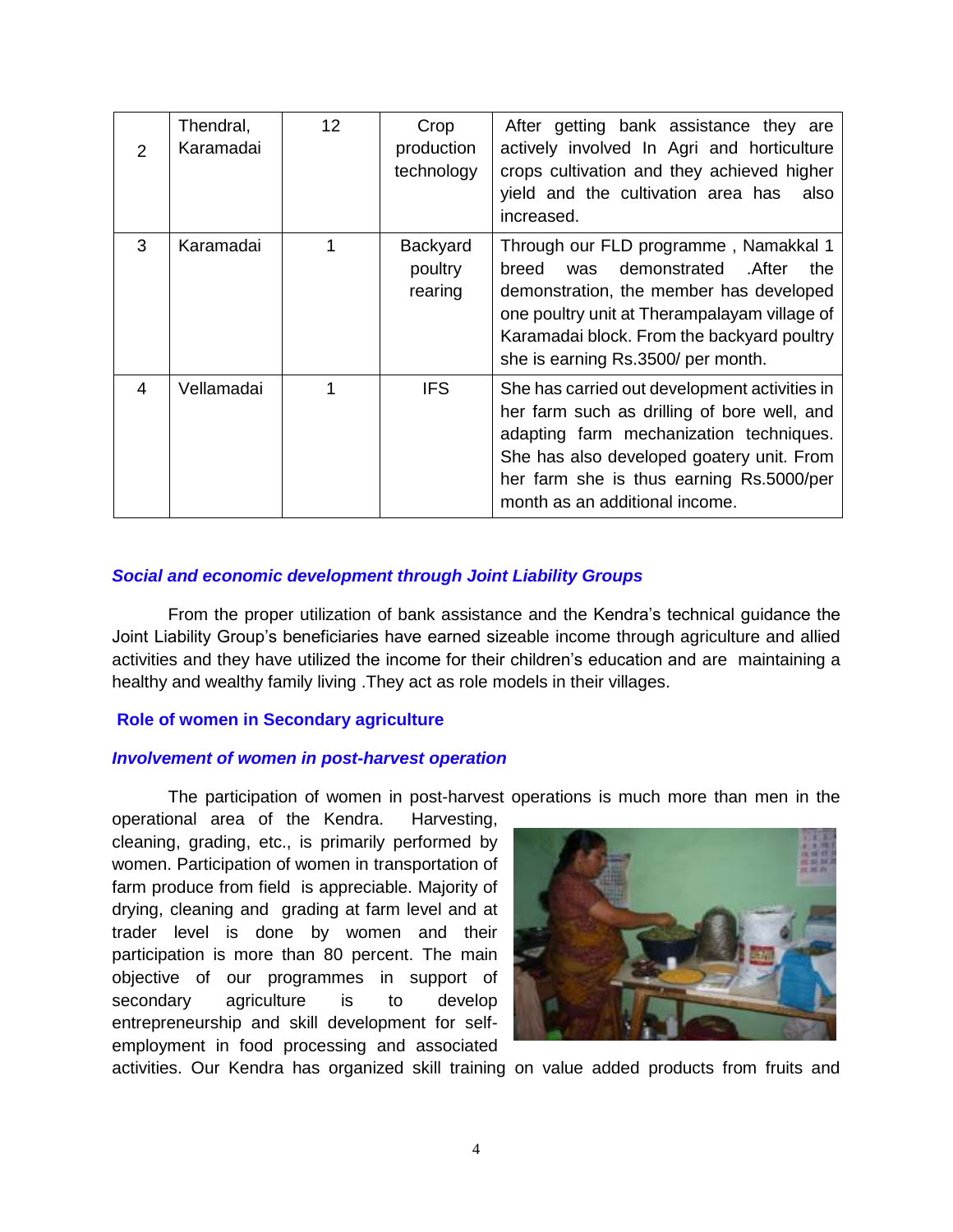| | | | | |
|---|---|---|---|---|
| 2 | Thendral, Karamadai | 12 | Crop production technology | After getting bank assistance they are actively involved In Agri and horticulture crops cultivation and they achieved higher yield and the cultivation area has also increased. |
| 3 | Karamadai | 1 | Backyard poultry rearing | Through our FLD programme , Namakkal 1 breed was demonstrated .After the demonstration, the member has developed one poultry unit at Therampalayam village of Karamadai block. From the backyard poultry she is earning Rs.3500/ per month. |
| 4 | Vellamadai | 1 | IFS | She has carried out development activities in her farm such as drilling of bore well, and adapting farm mechanization techniques. She has also developed goatery unit. From her farm she is thus earning Rs.5000/per month as an additional income. |

***Social and economic development through Joint Liability Groups***

From the proper utilization of bank assistance and the Kendra's technical guidance the Joint Liability Group's beneficiaries have earned sizeable income through agriculture and allied activities and they have utilized the income for their children's education and are maintaining a healthy and wealthy family living .They act as role models in their villages.

**Role of women in Secondary agriculture**

***Involvement of women in post-harvest operation***

The participation of women in post-harvest operations is much more than men in the operational area of the Kendra. Harvesting, cleaning, grading, etc., is primarily performed by women. Participation of women in transportation of farm produce from field is appreciable. Majority of drying, cleaning and grading at farm level and at trader level is done by women and their participation is more than 80 percent. The main objective of our programmes in support of secondary agriculture is to develop entrepreneurship and skill development for self-employment in food processing and associated activities. Our Kendra has organized skill training on value added products from fruits and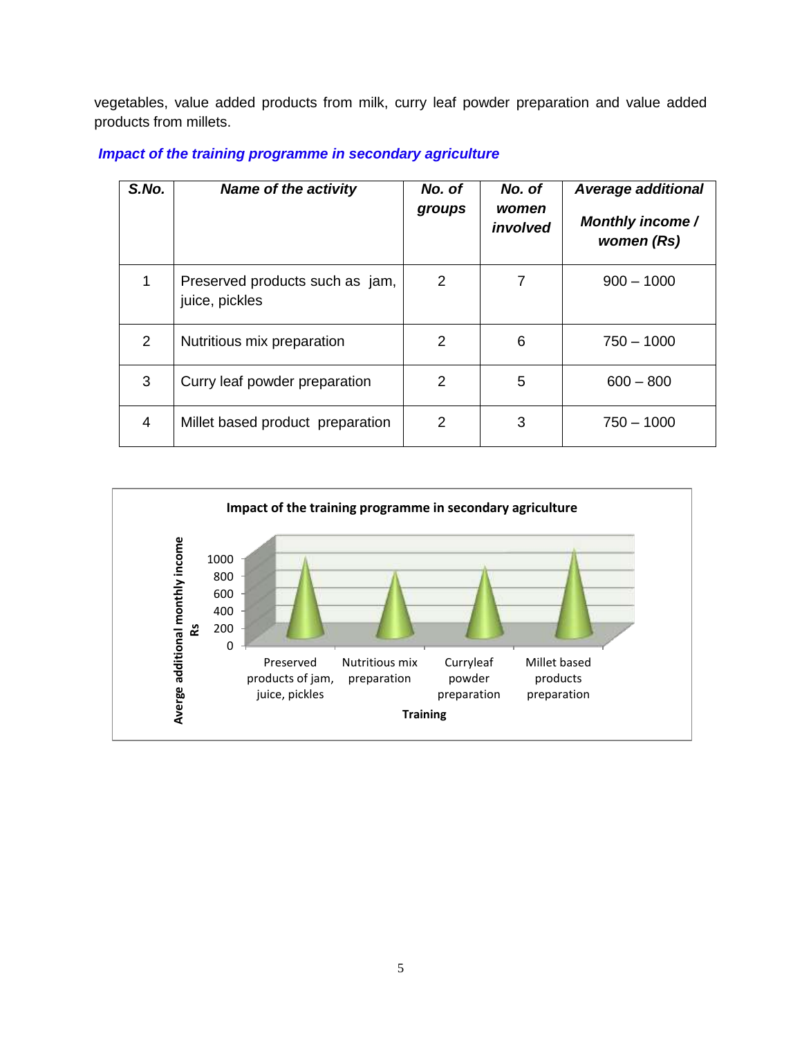vegetables, value added products from milk, curry leaf powder preparation and value added products from millets.

### *Impact of the training programme in secondary agriculture*

| S.No. | Name of the activity | No. of groups | No. of women involved | Average additional Monthly income / women (Rs) |
|---|---|---|---|---|
| 1 | Preserved products such as jam, juice, pickles | 2 | 7 | 900 – 1000 |
| 2 | Nutritious mix preparation | 2 | 6 | 750 – 1000 |
| 3 | Curry leaf powder preparation | 2 | 5 | 600 – 800 |
| 4 | Millet based product preparation | 2 | 3 | 750 – 1000 |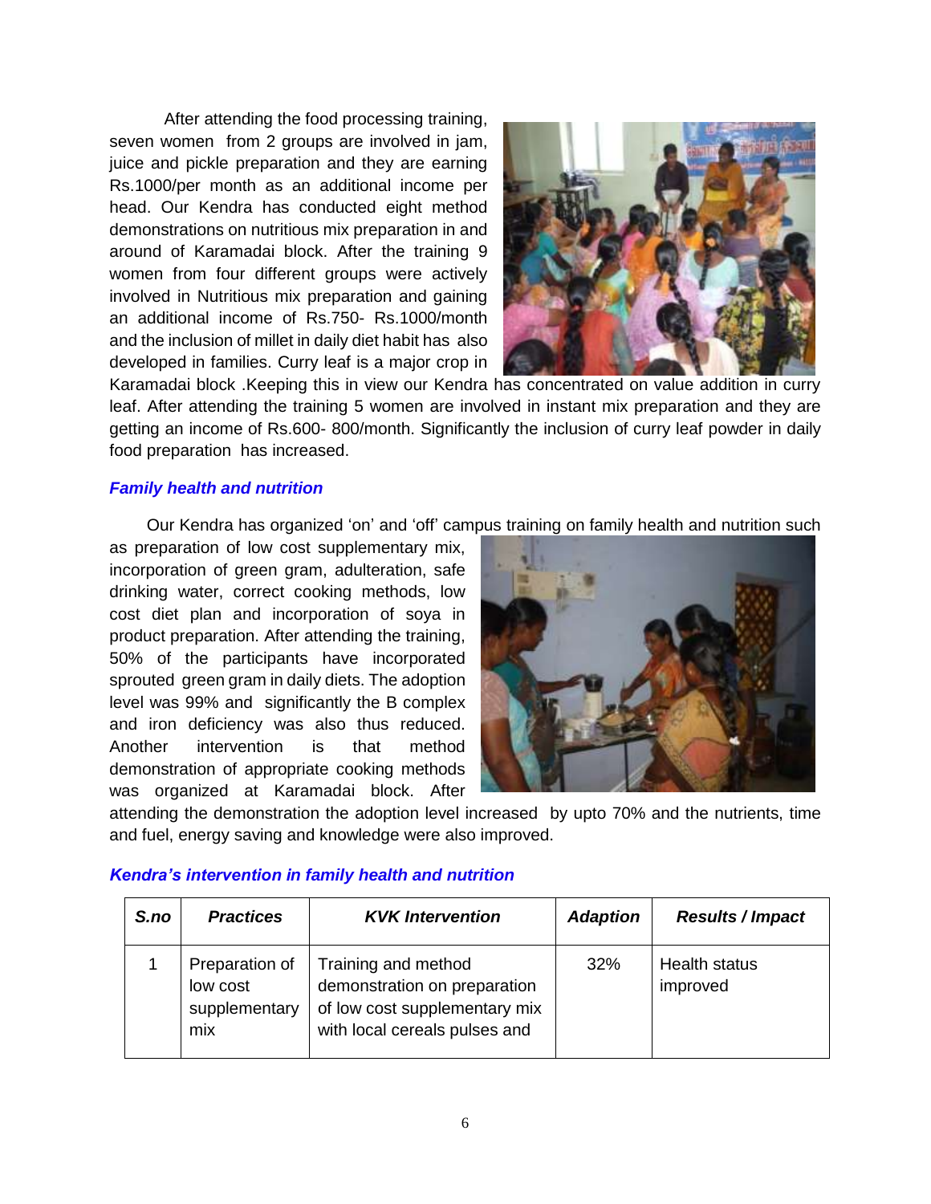After attending the food processing training, seven women from 2 groups are involved in jam, juice and pickle preparation and they are earning Rs.1000/per month as an additional income per head. Our Kendra has conducted eight method demonstrations on nutritious mix preparation in and around of Karamadai block. After the training 9 women from four different groups were actively involved in Nutritious mix preparation and gaining an additional income of Rs.750- Rs.1000/month and the inclusion of millet in daily diet habit has also developed in families. Curry leaf is a major crop in Karamadai block .Keeping this in view our Kendra has concentrated on value addition in curry leaf. After attending the training 5 women are involved in instant mix preparation and they are getting an income of Rs.600- 800/month. Significantly the inclusion of curry leaf powder in daily food preparation has increased.

### *Family health and nutrition*

Our Kendra has organized 'on' and 'off' campus training on family health and nutrition such as preparation of low cost supplementary mix, incorporation of green gram, adulteration, safe drinking water, correct cooking methods, low cost diet plan and incorporation of soya in product preparation. After attending the training, 50% of the participants have incorporated sprouted green gram in daily diets. The adoption level was 99% and significantly the B complex and iron deficiency was also thus reduced. Another intervention is that method demonstration of appropriate cooking methods was organized at Karamadai block. After attending the demonstration the adoption level increased by upto 70% and the nutrients, time and fuel, energy saving and knowledge were also improved.

### *Kendra's intervention in family health and nutrition*

| S.no | Practices | KVK Intervention | Adaption | Results / Impact |
|---|---|---|---|---|
| 1 | Preparation of low cost supplementary mix | Training and method demonstration on preparation of low cost supplementary mix with local cereals pulses and | 32% | Health status improved |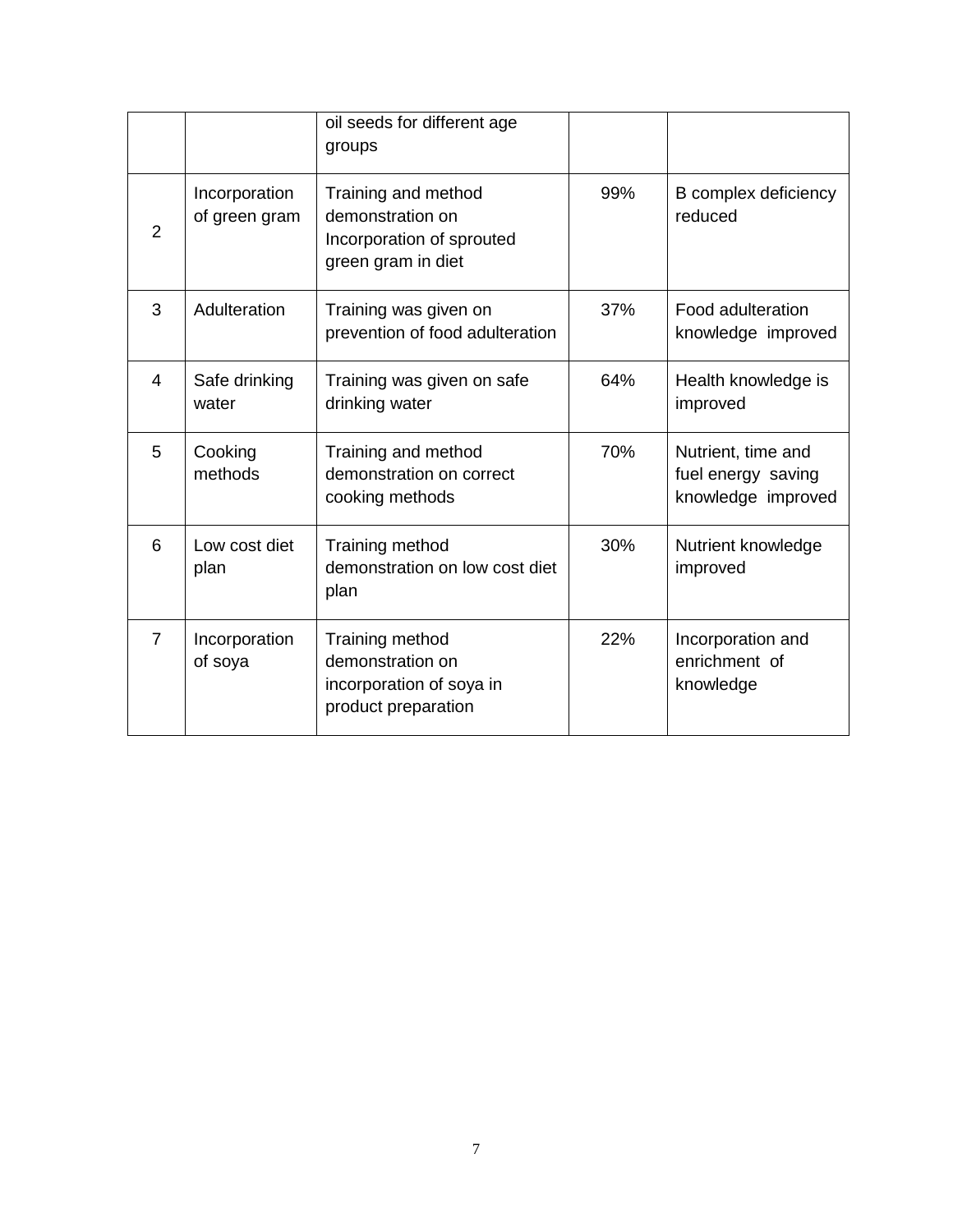| | | | | |
|---|---|---|---|---|
| | | oil seeds for different age groups | | |
| 2 | Incorporation of green gram | Training and method demonstration on Incorporation of sprouted green gram in diet | 99% | B complex deficiency reduced |
| 3 | Adulteration | Training was given on prevention of food adulteration | 37% | Food adulteration knowledge improved |
| 4 | Safe drinking water | Training was given on safe drinking water | 64% | Health knowledge is improved |
| 5 | Cooking methods | Training and method demonstration on correct cooking methods | 70% | Nutrient, time and fuel energy saving knowledge improved |
| 6 | Low cost diet plan | Training method demonstration on low cost diet plan | 30% | Nutrient knowledge improved |
| 7 | Incorporation of soya | Training method demonstration on incorporation of soya in product preparation | 22% | Incorporation and enrichment of knowledge |